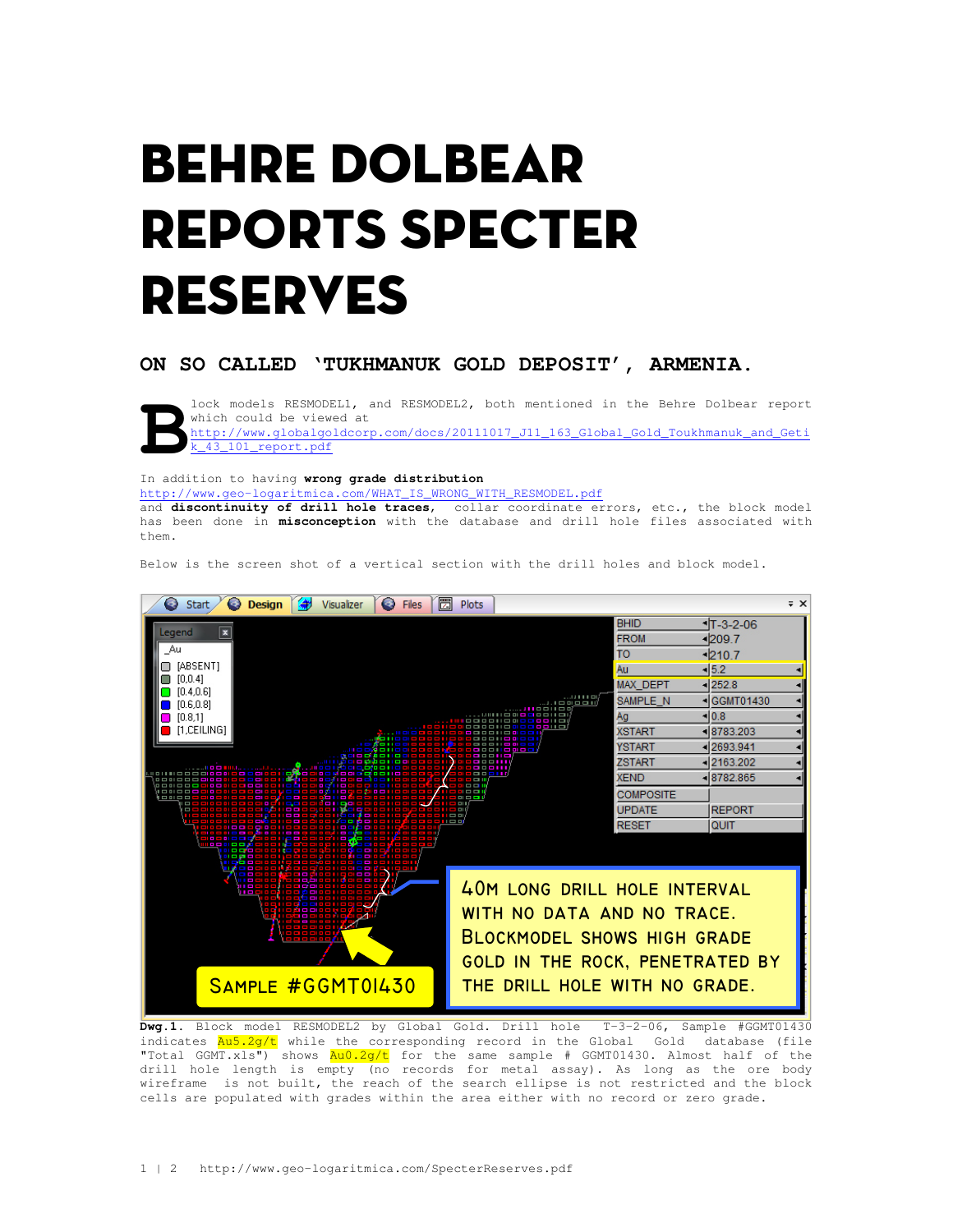# BEHRE DOLBEAR REPORTS SPECTER RESERVES

### ON SO CALLED 'TUKHMANUK GOLD DEPOSIT', ARMENIA.

Block models RESMODEL1, and RESMODEL2, both mentioned in the Behre Dolbear report which could be viewed at http://www.globalgoldcorp.com/docs/20111017_J11_163_Global_Gold_Toukhmanuk_and_Getik_43_101_report.pdf

In addition to having **wrong grade distribution** http://www.geo-logaritmica.com/WHAT_IS_WRONG_WITH_RESMODEL.pdf and **discontinuity of drill hole traces**, collar coordinate errors, etc., the block model has been done in **misconception** with the database and drill hole files associated with them.

Below is the screen shot of a vertical section with the drill holes and block model.

**Dwg.1.** Block model RESMODEL2 by Global Gold. Drill hole T-3-2-06, Sample #GGMT01430 indicates Au5.2g/t while the corresponding record in the Global Gold database (file "Total GGMT.xls") shows Au0.2g/t for the same sample # GGMT01430. Almost half of the drill hole length is empty (no records for metal assay). As long as the ore body wireframe is not built, the reach of the search ellipse is not restricted and the block cells are populated with grades within the area either with no record or zero grade.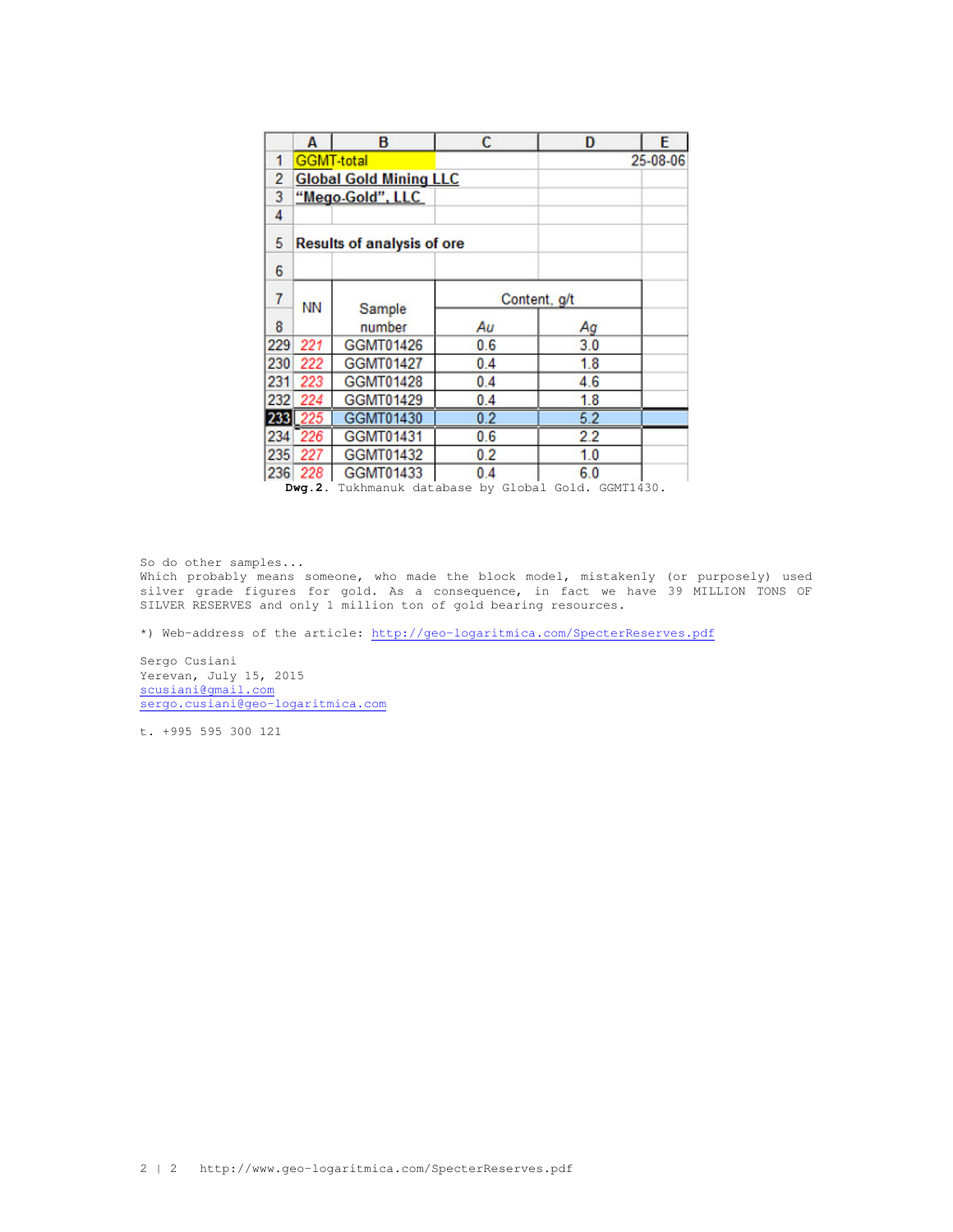| | A | B | C | D | E |
|---|---|---|---|---|---|
| 1 | GGMT-total | | | | 25-08-06 |
| 2 | Global Gold Mining LLC | | | | |
| 3 | "Mego-Gold", LLC | | | | |
| 4 | | | | | |
| 5 | Results of analysis of ore | | | | |
| 6 | | | | | |
| 7 | NN | Sample number | Content, g/t | | |
| 8 | | | Au | Ag | |
| 229 | 221 | GGMT01426 | 0.6 | 3.0 | |
| 230 | 222 | GGMT01427 | 0.4 | 1.8 | |
| 231 | 223 | GGMT01428 | 0.4 | 4.6 | |
| 232 | 224 | GGMT01429 | 0.4 | 1.8 | |
| 233 | 225 | GGMT01430 | 0.2 | 5.2 | |
| 234 | 226 | GGMT01431 | 0.6 | 2.2 | |
| 235 | 227 | GGMT01432 | 0.2 | 1.0 | |
| 236 | 228 | GGMT01433 | 0.4 | 6.0 | |

**Dwg.2.** Tukhmanuk database by Global Gold. GGMT1430.

So do other samples...
Which probably means someone, who made the block model, mistakenly (or purposely) used silver grade figures for gold. As a consequence, in fact we have 39 MILLION TONS OF SILVER RESERVES and only 1 million ton of gold bearing resources.

*) Web-address of the article: http://geo-logaritmica.com/SpecterReserves.pdf

Sergo Cusiani
Yerevan, July 15, 2015
scusiani@gmail.com
sergo.cusiani@geo-logaritmica.com

t. +995 595 300 121